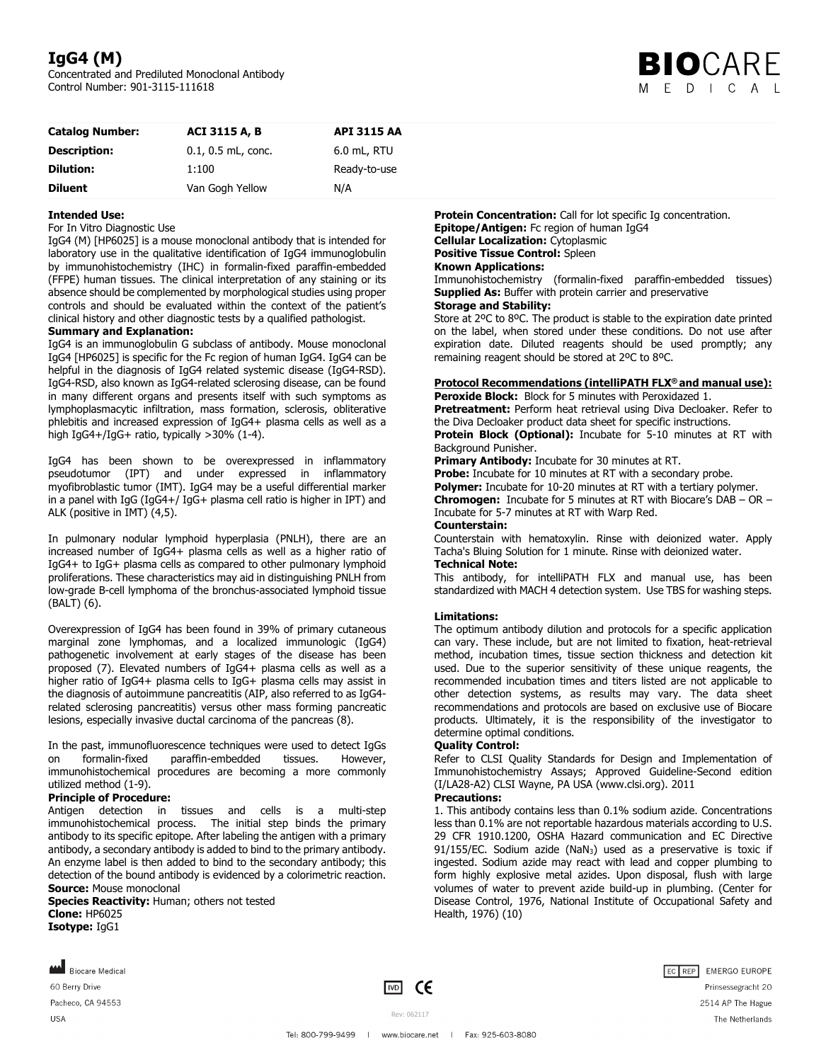# IgG4 (M)

Concentrated and Prediluted Monoclonal Antibody
Control Number: 901-3115-111618

| **Catalog Number:** | **ACI 3115 A, B** | **API 3115 AA** |
| --- | --- | --- |
| **Description:** | 0.1, 0.5 mL, conc. | 6.0 mL, RTU |
| **Dilution:** | 1:100 | Ready-to-use |
| **Diluent** | Van Gogh Yellow | N/A |

**Intended Use:**
For In Vitro Diagnostic Use
IgG4 (M) [HP6025] is a mouse monoclonal antibody that is intended for laboratory use in the qualitative identification of IgG4 immunoglobulin by immunohistochemistry (IHC) in formalin-fixed paraffin-embedded (FFPE) human tissues. The clinical interpretation of any staining or its absence should be complemented by morphological studies using proper controls and should be evaluated within the context of the patient's clinical history and other diagnostic tests by a qualified pathologist.

**Summary and Explanation:**
IgG4 is an immunoglobulin G subclass of antibody. Mouse monoclonal IgG4 [HP6025] is specific for the Fc region of human IgG4. IgG4 can be helpful in the diagnosis of IgG4 related systemic disease (IgG4-RSD). IgG4-RSD, also known as IgG4-related sclerosing disease, can be found in many different organs and presents itself with such symptoms as lymphoplasmacytic infiltration, mass formation, sclerosis, obliterative phlebitis and increased expression of IgG4+ plasma cells as well as a high IgG4+/IgG+ ratio, typically >30% (1-4).

IgG4 has been shown to be overexpressed in inflammatory pseudotumor (IPT) and under expressed in inflammatory myofibroblastic tumor (IMT). IgG4 may be a useful differential marker in a panel with IgG (IgG4+/ IgG+ plasma cell ratio is higher in IPT) and ALK (positive in IMT) (4,5).

In pulmonary nodular lymphoid hyperplasia (PNLH), there are an increased number of IgG4+ plasma cells as well as a higher ratio of IgG4+ to IgG+ plasma cells as compared to other pulmonary lymphoid proliferations. These characteristics may aid in distinguishing PNLH from low-grade B-cell lymphoma of the bronchus-associated lymphoid tissue (BALT) (6).

Overexpression of IgG4 has been found in 39% of primary cutaneous marginal zone lymphomas, and a localized immunologic (IgG4) pathogenetic involvement at early stages of the disease has been proposed (7). Elevated numbers of IgG4+ plasma cells as well as a higher ratio of IgG4+ plasma cells to IgG+ plasma cells may assist in the diagnosis of autoimmune pancreatitis (AIP, also referred to as IgG4-related sclerosing pancreatitis) versus other mass forming pancreatic lesions, especially invasive ductal carcinoma of the pancreas (8).

In the past, immunofluorescence techniques were used to detect IgGs on formalin-fixed paraffin-embedded tissues. However, immunohistochemical procedures are becoming a more commonly utilized method (1-9).

**Principle of Procedure:**
Antigen detection in tissues and cells is a multi-step immunohistochemical process. The initial step binds the primary antibody to its specific epitope. After labeling the antigen with a primary antibody, a secondary antibody is added to bind to the primary antibody. An enzyme label is then added to bind to the secondary antibody; this detection of the bound antibody is evidenced by a colorimetric reaction.

**Source:** Mouse monoclonal
**Species Reactivity:** Human; others not tested
**Clone:** HP6025
**Isotype:** IgG1
**Protein Concentration:** Call for lot specific Ig concentration.
**Epitope/Antigen:** Fc region of human IgG4
**Cellular Localization:** Cytoplasmic
**Positive Tissue Control:** Spleen

**Known Applications:**
Immunohistochemistry (formalin-fixed paraffin-embedded tissues)
**Supplied As:** Buffer with protein carrier and preservative

**Storage and Stability:**
Store at 2ºC to 8ºC. The product is stable to the expiration date printed on the label, when stored under these conditions. Do not use after expiration date. Diluted reagents should be used promptly; any remaining reagent should be stored at 2ºC to 8ºC.

**Protocol Recommendations (intelliPATH FLX® and manual use):**
**Peroxide Block:** Block for 5 minutes with Peroxidazed 1.
**Pretreatment:** Perform heat retrieval using Diva Decloaker. Refer to the Diva Decloaker product data sheet for specific instructions.
**Protein Block (Optional):** Incubate for 5-10 minutes at RT with Background Punisher.
**Primary Antibody:** Incubate for 30 minutes at RT.
**Probe:** Incubate for 10 minutes at RT with a secondary probe.
**Polymer:** Incubate for 10-20 minutes at RT with a tertiary polymer.
**Chromogen:** Incubate for 5 minutes at RT with Biocare's DAB – OR – Incubate for 5-7 minutes at RT with Warp Red.

**Counterstain:**
Counterstain with hematoxylin. Rinse with deionized water. Apply Tacha's Bluing Solution for 1 minute. Rinse with deionized water.

**Technical Note:**
This antibody, for intelliPATH FLX and manual use, has been standardized with MACH 4 detection system. Use TBS for washing steps.

**Limitations:**
The optimum antibody dilution and protocols for a specific application can vary. These include, but are not limited to fixation, heat-retrieval method, incubation times, tissue section thickness and detection kit used. Due to the superior sensitivity of these unique reagents, the recommended incubation times and titers listed are not applicable to other detection systems, as results may vary. The data sheet recommendations and protocols are based on exclusive use of Biocare products. Ultimately, it is the responsibility of the investigator to determine optimal conditions.

**Quality Control:**
Refer to CLSI Quality Standards for Design and Implementation of Immunohistochemistry Assays; Approved Guideline-Second edition (I/LA28-A2) CLSI Wayne, PA USA (www.clsi.org). 2011

**Precautions:**
1. This antibody contains less than 0.1% sodium azide. Concentrations less than 0.1% are not reportable hazardous materials according to U.S. 29 CFR 1910.1200, OSHA Hazard communication and EC Directive 91/155/EC. Sodium azide ($NaN_3$) used as a preservative is toxic if ingested. Sodium azide may react with lead and copper plumbing to form highly explosive metal azides. Upon disposal, flush with large volumes of water to prevent azide build-up in plumbing. (Center for Disease Control, 1976, National Institute of Occupational Safety and Health, 1976) (10)

Biocare Medical
60 Berry Drive
Pacheco, CA 94553
USA

IVD CE

Rev: 062117

EC REP EMERGO EUROPE
Prinsessegracht 20
2514 AP The Hague
The Netherlands

Tel: 800-799-9499 | www.biocare.net | Fax: 925-603-8080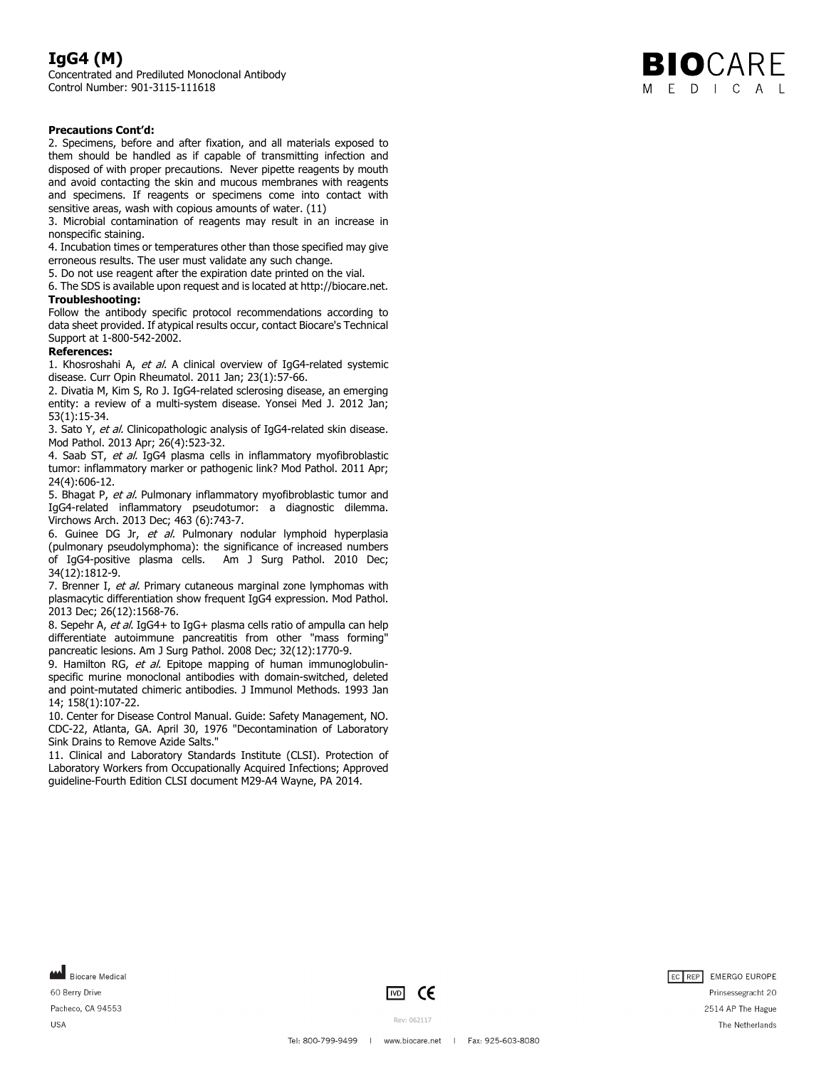**Precautions Cont'd:**

2. Specimens, before and after fixation, and all materials exposed to them should be handled as if capable of transmitting infection and disposed of with proper precautions. Never pipette reagents by mouth and avoid contacting the skin and mucous membranes with reagents and specimens. If reagents or specimens come into contact with sensitive areas, wash with copious amounts of water. (11)
3. Microbial contamination of reagents may result in an increase in nonspecific staining.
4. Incubation times or temperatures other than those specified may give erroneous results. The user must validate any such change.
5. Do not use reagent after the expiration date printed on the vial.
6. The SDS is available upon request and is located at http://biocare.net.

**Troubleshooting:**

Follow the antibody specific protocol recommendations according to data sheet provided. If atypical results occur, contact Biocare's Technical Support at 1-800-542-2002.

**References:**

1. Khosroshahi A, *et al.* A clinical overview of IgG4-related systemic disease. Curr Opin Rheumatol. 2011 Jan; 23(1):57-66.
2. Divatia M, Kim S, Ro J. IgG4-related sclerosing disease, an emerging entity: a review of a multi-system disease. Yonsei Med J. 2012 Jan; 53(1):15-34.
3. Sato Y, *et al.* Clinicopathologic analysis of IgG4-related skin disease. Mod Pathol. 2013 Apr; 26(4):523-32.
4. Saab ST, *et al.* IgG4 plasma cells in inflammatory myofibroblastic tumor: inflammatory marker or pathogenic link? Mod Pathol. 2011 Apr; 24(4):606-12.
5. Bhagat P, *et al.* Pulmonary inflammatory myofibroblastic tumor and IgG4-related inflammatory pseudotumor: a diagnostic dilemma. Virchows Arch. 2013 Dec; 463 (6):743-7.
6. Guinee DG Jr, *et al.* Pulmonary nodular lymphoid hyperplasia (pulmonary pseudolymphoma): the significance of increased numbers of IgG4-positive plasma cells. Am J Surg Pathol. 2010 Dec; 34(12):1812-9.
7. Brenner I, *et al.* Primary cutaneous marginal zone lymphomas with plasmacytic differentiation show frequent IgG4 expression. Mod Pathol. 2013 Dec; 26(12):1568-76.
8. Sepehr A, *et al.* IgG4+ to IgG+ plasma cells ratio of ampulla can help differentiate autoimmune pancreatitis from other "mass forming" pancreatic lesions. Am J Surg Pathol. 2008 Dec; 32(12):1770-9.
9. Hamilton RG, *et al.* Epitope mapping of human immunoglobulin-specific murine monoclonal antibodies with domain-switched, deleted and point-mutated chimeric antibodies. J Immunol Methods. 1993 Jan 14; 158(1):107-22.
10. Center for Disease Control Manual. Guide: Safety Management, NO. CDC-22, Atlanta, GA. April 30, 1976 "Decontamination of Laboratory Sink Drains to Remove Azide Salts."
11. Clinical and Laboratory Standards Institute (CLSI). Protection of Laboratory Workers from Occupationally Acquired Infections; Approved guideline-Fourth Edition CLSI document M29-A4 Wayne, PA 2014.

Biocare Medical
60 Berry Drive
Pacheco, CA 94553
USA

EC REP EMERGO EUROPE
Prinsessegracht 20
2514 AP The Hague
The Netherlands

Rev: 062117

Tel: 800-799-9499 | www.biocare.net | Fax: 925-603-8080